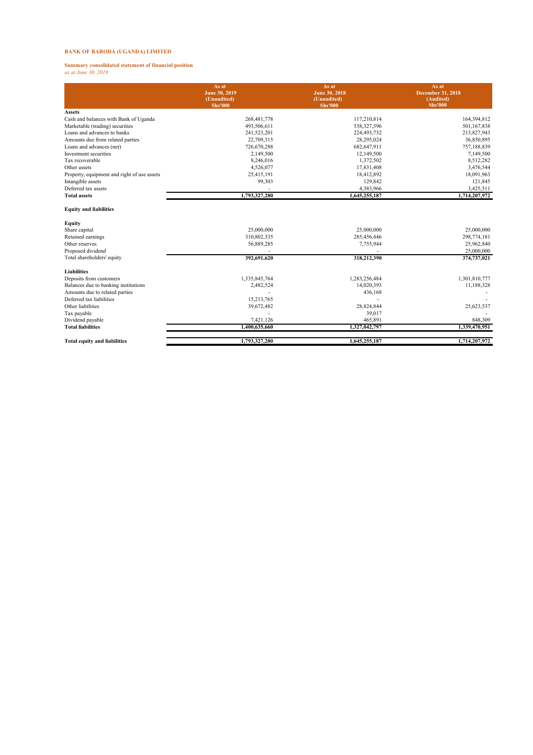**BANK OF BARODA (UGANDA) LIMITED**

**Summary consolidated statement of financial position**
*as at June 30, 2019*

| | As at June 30, 2019 (Unaudited) Shs'000 | As at June 30, 2018 (Unaudited) Shs'000 | As at December 31, 2018 (Audited) Shs'000 |
|---|---|---|---|
| **Assets** | | | |
| Cash and balances with Bank of Uganda | 268,481,778 | 117,210,814 | 164,394,812 |
| Marketable (trading) securities | 493,506,611 | 538,327,596 | 501,167,838 |
| Loans and advances to banks | 241,523,201 | 224,493,732 | 213,827,943 |
| Amounts due from related parties | 22,709,315 | 28,295,024 | 36,850,895 |
| Loans and advances (net) | 726,670,288 | 682,647,911 | 757,188,839 |
| Investment securities | 2,149,500 | 12,149,500 | 7,149,500 |
| Tax recoverable | 8,246,016 | 1,372,502 | 8,512,282 |
| Other assets | 4,526,077 | 17,831,408 | 3,476,544 |
| Property, equipment and right of use assets | 25,415,191 | 18,412,892 | 18,091,963 |
| Intangible assets | 99,303 | 129,842 | 121,845 |
| Deferred tax assets | - | 4,383,966 | 3,425,511 |
| **Total assets** | **1,793,327,280** | **1,645,255,187** | **1,714,207,972** |
| **Equity and liabilities** | | | |
| **Equity** | | | |
| Share capital | 25,000,000 | 25,000,000 | 25,000,000 |
| Retained earnings | 310,802,335 | 285,456,446 | 298,774,181 |
| Other reserves | 56,889,285 | 7,755,944 | 25,962,840 |
| Proposed dividend | - | - | 25,000,000 |
| Total shareholders' equity | **392,691,620** | **318,212,390** | **374,737,021** |
| **Liabilities** | | | |
| Deposits from customers | 1,335,845,764 | 1,283,256,484 | 1,301,810,777 |
| Balances due to banking institutions | 2,482,524 | 14,020,393 | 11,188,328 |
| Amounts due to related parties | - | 436,168 | - |
| Deferred tax liabilities | 15,213,765 | - | - |
| Other liabilities | 39,672,482 | 28,824,844 | 25,623,537 |
| Tax payable | - | 39,017 | - |
| Dividend payable | 7,421,126 | 465,891 | 848,309 |
| **Total liabilities** | **1,400,635,660** | **1,327,042,797** | **1,339,470,951** |
| **Total equity and liabilities** | **1,793,327,280** | **1,645,255,187** | **1,714,207,972** |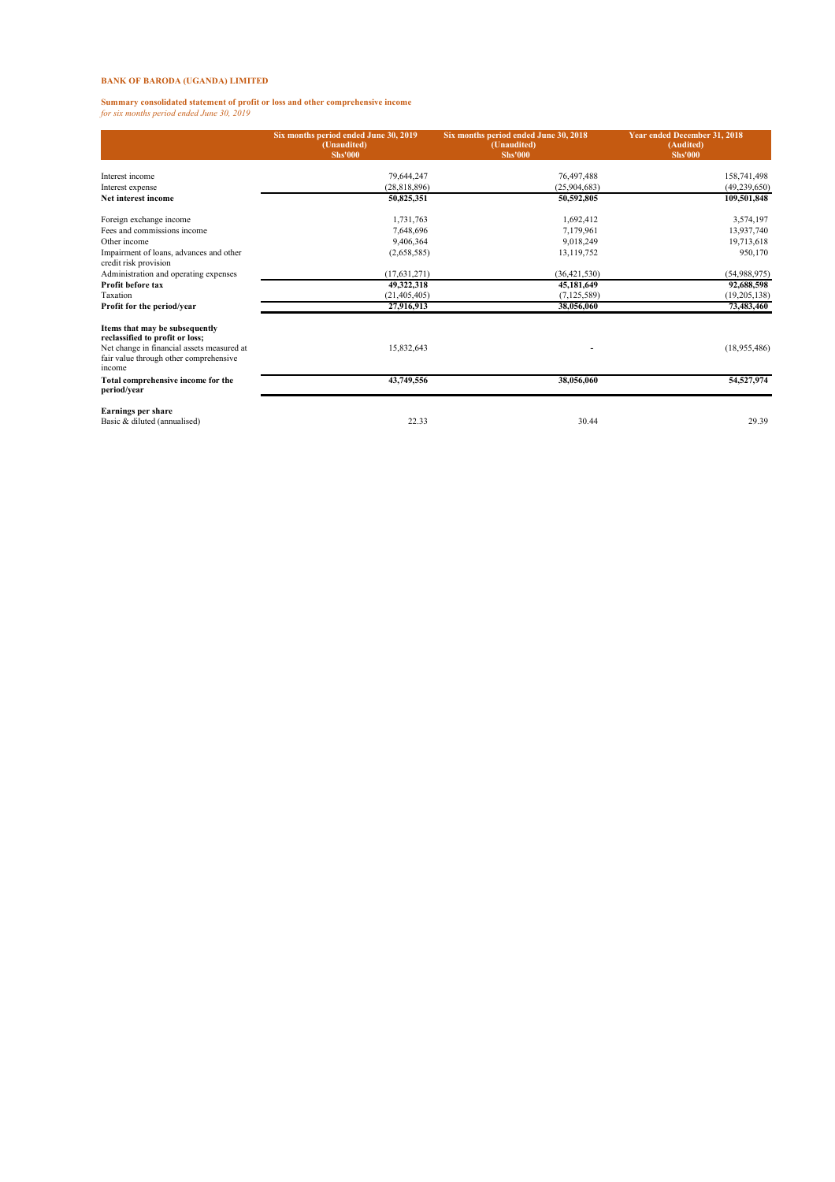**BANK OF BARODA (UGANDA) LIMITED**

**Summary consolidated statement of profit or loss and other comprehensive income**
*for six months period ended June 30, 2019*

| | Six months period ended June 30, 2019 (Unaudited) Shs'000 | Six months period ended June 30, 2018 (Unaudited) Shs'000 | Year ended December 31, 2018 (Audited) Shs'000 |
|---|---|---|---|
| Interest income | 79,644,247 | 76,497,488 | 158,741,498 |
| Interest expense | (28,818,896) | (25,904,683) | (49,239,650) |
| **Net interest income** | **50,825,351** | **50,592,805** | **109,501,848** |
| Foreign exchange income | 1,731,763 | 1,692,412 | 3,574,197 |
| Fees and commissions income | 7,648,696 | 7,179,961 | 13,937,740 |
| Other income | 9,406,364 | 9,018,249 | 19,713,618 |
| Impairment of loans, advances and other credit risk provision | (2,658,585) | 13,119,752 | 950,170 |
| Administration and operating expenses | (17,631,271) | (36,421,530) | (54,988,975) |
| **Profit before tax** | **49,322,318** | **45,181,649** | **92,688,598** |
| Taxation | (21,405,405) | (7,125,589) | (19,205,138) |
| **Profit for the period/year** | **27,916,913** | **38,056,060** | **73,483,460** |
| **Items that may be subsequently reclassified to profit or loss;** | | | |
| Net change in financial assets measured at fair value through other comprehensive income | 15,832,643 | - | (18,955,486) |
| **Total comprehensive income for the period/year** | **43,749,556** | **38,056,060** | **54,527,974** |
| **Earnings per share** | | | |
| Basic & diluted (annualised) | 22.33 | 30.44 | 29.39 |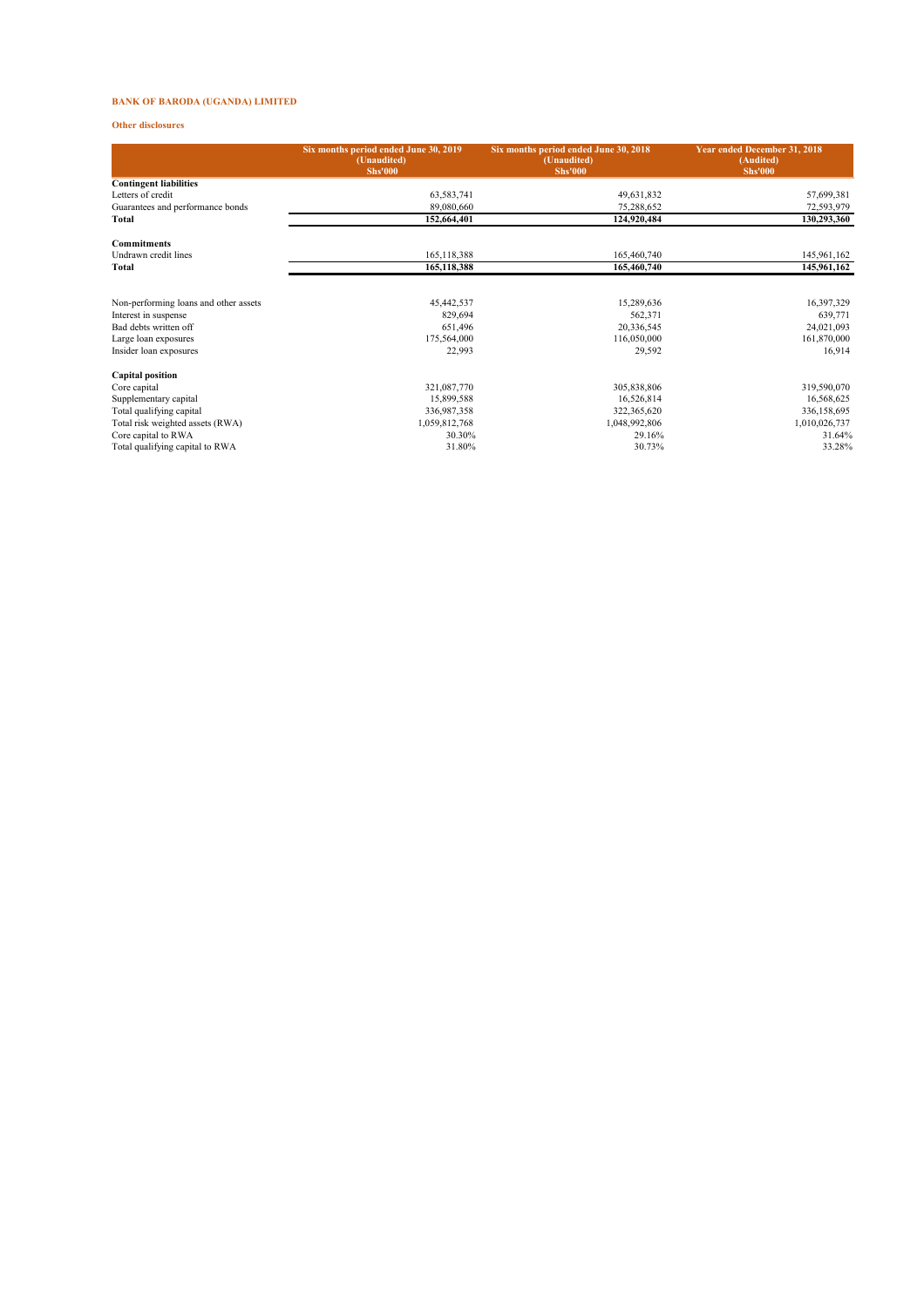**BANK OF BARODA (UGANDA) LIMITED**

**Other disclosures**

| | Six months period ended June 30, 2019 (Unaudited) Shs'000 | Six months period ended June 30, 2018 (Unaudited) Shs'000 | Year ended December 31, 2018 (Audited) Shs'000 |
|---|---|---|---|
| **Contingent liabilities** | | | |
| Letters of credit | 63,583,741 | 49,631,832 | 57,699,381 |
| Guarantees and performance bonds | 89,080,660 | 75,288,652 | 72,593,979 |
| **Total** | **152,664,401** | **124,920,484** | **130,293,360** |
| | | | |
| **Commitments** | | | |
| Undrawn credit lines | 165,118,388 | 165,460,740 | 145,961,162 |
| **Total** | **165,118,388** | **165,460,740** | **145,961,162** |
| | | | |
| Non-performing loans and other assets | 45,442,537 | 15,289,636 | 16,397,329 |
| Interest in suspense | 829,694 | 562,371 | 639,771 |
| Bad debts written off | 651,496 | 20,336,545 | 24,021,093 |
| Large loan exposures | 175,564,000 | 116,050,000 | 161,870,000 |
| Insider loan exposures | 22,993 | 29,592 | 16,914 |
| | | | |
| **Capital position** | | | |
| Core capital | 321,087,770 | 305,838,806 | 319,590,070 |
| Supplementary capital | 15,899,588 | 16,526,814 | 16,568,625 |
| Total qualifying capital | 336,987,358 | 322,365,620 | 336,158,695 |
| Total risk weighted assets (RWA) | 1,059,812,768 | 1,048,992,806 | 1,010,026,737 |
| Core capital to RWA | 30.30% | 29.16% | 31.64% |
| Total qualifying capital to RWA | 31.80% | 30.73% | 33.28% |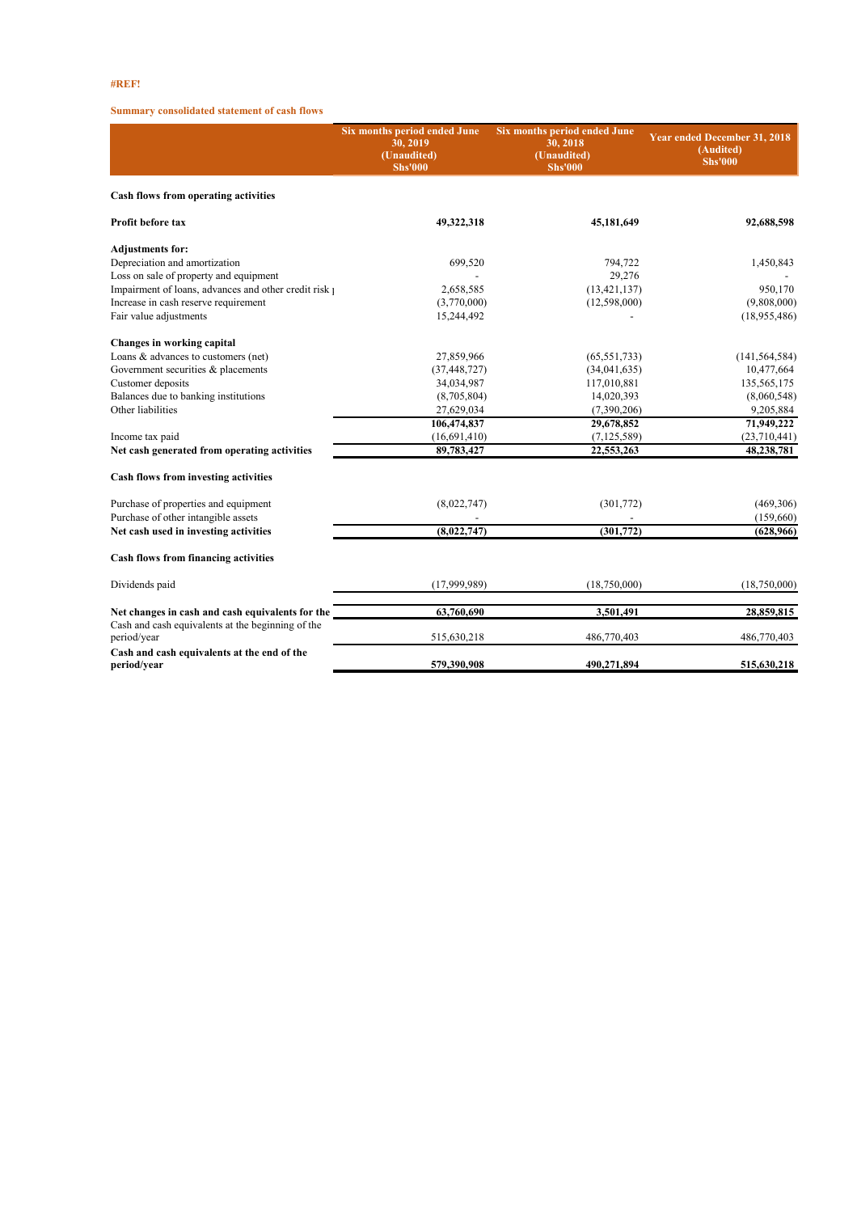#REF!

**Summary consolidated statement of cash flows**

| | Six months period ended June 30, 2019 (Unaudited) Shs'000 | Six months period ended June 30, 2018 (Unaudited) Shs'000 | Year ended December 31, 2018 (Audited) Shs'000 |
|---|---|---|---|
| **Cash flows from operating activities** | | | |
| **Profit before tax** | **49,322,318** | **45,181,649** | **92,688,598** |
| **Adjustments for:** | | | |
| Depreciation and amortization | 699,520 | 794,722 | 1,450,843 |
| Loss on sale of property and equipment | - | 29,276 | - |
| Impairment of loans, advances and other credit risk p | 2,658,585 | (13,421,137) | 950,170 |
| Increase in cash reserve requirement | (3,770,000) | (12,598,000) | (9,808,000) |
| Fair value adjustments | 15,244,492 | - | (18,955,486) |
| **Changes in working capital** | | | |
| Loans & advances to customers (net) | 27,859,966 | (65,551,733) | (141,564,584) |
| Government securities & placements | (37,448,727) | (34,041,635) | 10,477,664 |
| Customer deposits | 34,034,987 | 117,010,881 | 135,565,175 |
| Balances due to banking institutions | (8,705,804) | 14,020,393 | (8,060,548) |
| Other liabilities | 27,629,034 | (7,390,206) | 9,205,884 |
| | **106,474,837** | **29,678,852** | **71,949,222** |
| Income tax paid | (16,691,410) | (7,125,589) | (23,710,441) |
| **Net cash generated from operating activities** | **89,783,427** | **22,553,263** | **48,238,781** |
| **Cash flows from investing activities** | | | |
| Purchase of properties and equipment | (8,022,747) | (301,772) | (469,306) |
| Purchase of other intangible assets | - | - | (159,660) |
| **Net cash used in investing activities** | **(8,022,747)** | **(301,772)** | **(628,966)** |
| **Cash flows from financing activities** | | | |
| Dividends paid | (17,999,989) | (18,750,000) | (18,750,000) |
| **Net changes in cash and cash equivalents for the** | **63,760,690** | **3,501,491** | **28,859,815** |
| Cash and cash equivalents at the beginning of the period/year | 515,630,218 | 486,770,403 | 486,770,403 |
| **Cash and cash equivalents at the end of the period/year** | **579,390,908** | **490,271,894** | **515,630,218** |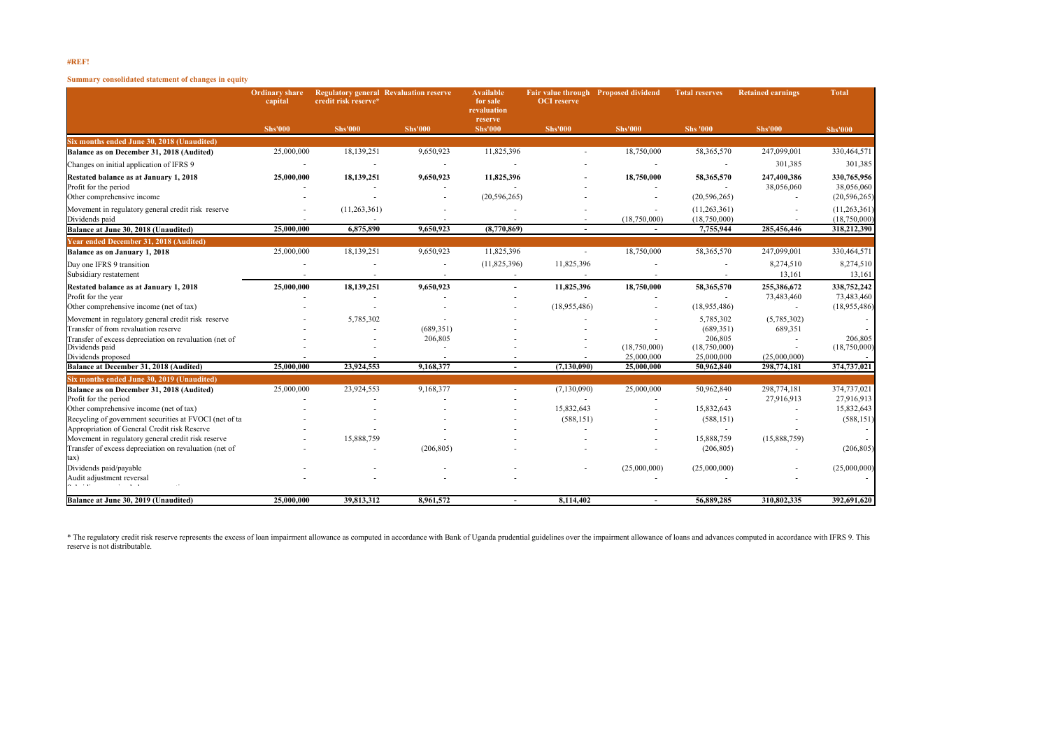#REF!

**Summary consolidated statement of changes in equity**

| | Ordinary share capital | Regulatory general credit risk reserve* | Revaluation reserve | Available for sale revaluation reserve | Fair value through OCI reserve | Proposed dividend | Total reserves | Retained earnings | Total |
|---|---|---|---|---|---|---|---|---|---|
| | Shs'000 | Shs'000 | Shs'000 | Shs'000 | Shs'000 | Shs'000 | Shs '000 | Shs'000 | Shs'000 |
| **Six months ended June 30, 2018 (Unaudited)** | | | | | | | | | |
| **Balance as on December 31, 2018 (Audited)** | 25,000,000 | 18,139,251 | 9,650,923 | 11,825,396 | - | 18,750,000 | 58,365,570 | 247,099,001 | 330,464,571 |
| Changes on initial application of IFRS 9 | - | - | - | - | - | - | - | 301,385 | 301,385 |
| **Restated balance as at January 1, 2018** | **25,000,000** | **18,139,251** | **9,650,923** | **11,825,396** | **-** | **18,750,000** | **58,365,570** | **247,400,386** | **330,765,956** |
| Profit for the period | - | - | - | - | - | - | - | 38,056,060 | 38,056,060 |
| Other comprehensive income | - | - | - | (20,596,265) | - | - | (20,596,265) | - | (20,596,265) |
| Movement in regulatory general credit risk reserve | - | (11,263,361) | - | - | - | - | (11,263,361) | - | (11,263,361) |
| Dividends paid | - | - | - | - | - | (18,750,000) | (18,750,000) | - | (18,750,000) |
| **Balance at June 30, 2018 (Unaudited)** | **25,000,000** | **6,875,890** | **9,650,923** | **(8,770,869)** | **-** | **-** | **7,755,944** | **285,456,446** | **318,212,390** |
| **Year ended December 31, 2018 (Audited)** | | | | | | | | | |
| **Balance as on January 1, 2018** | 25,000,000 | 18,139,251 | 9,650,923 | 11,825,396 | - | 18,750,000 | 58,365,570 | 247,099,001 | 330,464,571 |
| Day one IFRS 9 transition | - | - | - | (11,825,396) | 11,825,396 | - | - | 8,274,510 | 8,274,510 |
| Subsidiary restatement | - | - | - | - | - | - | - | 13,161 | 13,161 |
| **Restated balance as at January 1, 2018** | **25,000,000** | **18,139,251** | **9,650,923** | **-** | **11,825,396** | **18,750,000** | **58,365,570** | **255,386,672** | **338,752,242** |
| Profit for the year | - | - | - | - | - | - | - | 73,483,460 | 73,483,460 |
| Other comprehensive income (net of tax) | - | - | - | - | (18,955,486) | - | (18,955,486) | - | (18,955,486) |
| Movement in regulatory general credit risk reserve | - | 5,785,302 | - | - | - | - | 5,785,302 | (5,785,302) | - |
| Transfer of from revaluation reserve | - | - | (689,351) | - | - | - | (689,351) | 689,351 | - |
| Transfer of excess depreciation on revaluation (net of | - | - | 206,805 | - | - | - | 206,805 | - | 206,805 |
| Dividends paid | - | - | - | - | - | (18,750,000) | (18,750,000) | - | (18,750,000) |
| Dividends proposed | - | - | - | - | - | 25,000,000 | 25,000,000 | (25,000,000) | - |
| **Balance at December 31, 2018 (Audited)** | **25,000,000** | **23,924,553** | **9,168,377** | **-** | **(7,130,090)** | **25,000,000** | **50,962,840** | **298,774,181** | **374,737,021** |
| **Six months ended June 30, 2019 (Unaudited)** | | | | | | | | | |
| **Balance as on December 31, 2018 (Audited)** | 25,000,000 | 23,924,553 | 9,168,377 | - | (7,130,090) | 25,000,000 | 50,962,840 | 298,774,181 | 374,737,021 |
| Profit for the period | - | - | - | - | - | - | - | 27,916,913 | 27,916,913 |
| Other comprehensive income (net of tax) | - | - | - | - | 15,832,643 | - | 15,832,643 | - | 15,832,643 |
| Recycling of government securities at FVOCI (net of ta | - | - | - | - | (588,151) | - | (588,151) | - | (588,151) |
| Appropriation of General Credit risk Reserve | - | - | - | - | - | - | - | - | - |
| Movement in regulatory general credit risk reserve | - | 15,888,759 | - | - | - | - | 15,888,759 | (15,888,759) | - |
| Transfer of excess depreciation on revaluation (net of tax) | - | - | (206,805) | - | - | - | (206,805) | - | (206,805) |
| Dividends paid/payable | - | - | - | - | - | (25,000,000) | (25,000,000) | - | (25,000,000) |
| Audit adjustment reversal | - | - | - | - | | - | - | - | - |
| **Balance at June 30, 2019 (Unaudited)** | **25,000,000** | **39,813,312** | **8,961,572** | **-** | **8,114,402** | **-** | **56,889,285** | **310,802,335** | **392,691,620** |

\* The regulatory credit risk reserve represents the excess of loan impairment allowance as computed in accordance with Bank of Uganda prudential guidelines over the impairment allowance of loans and advances computed in accordance with IFRS 9. This reserve is not distributable.